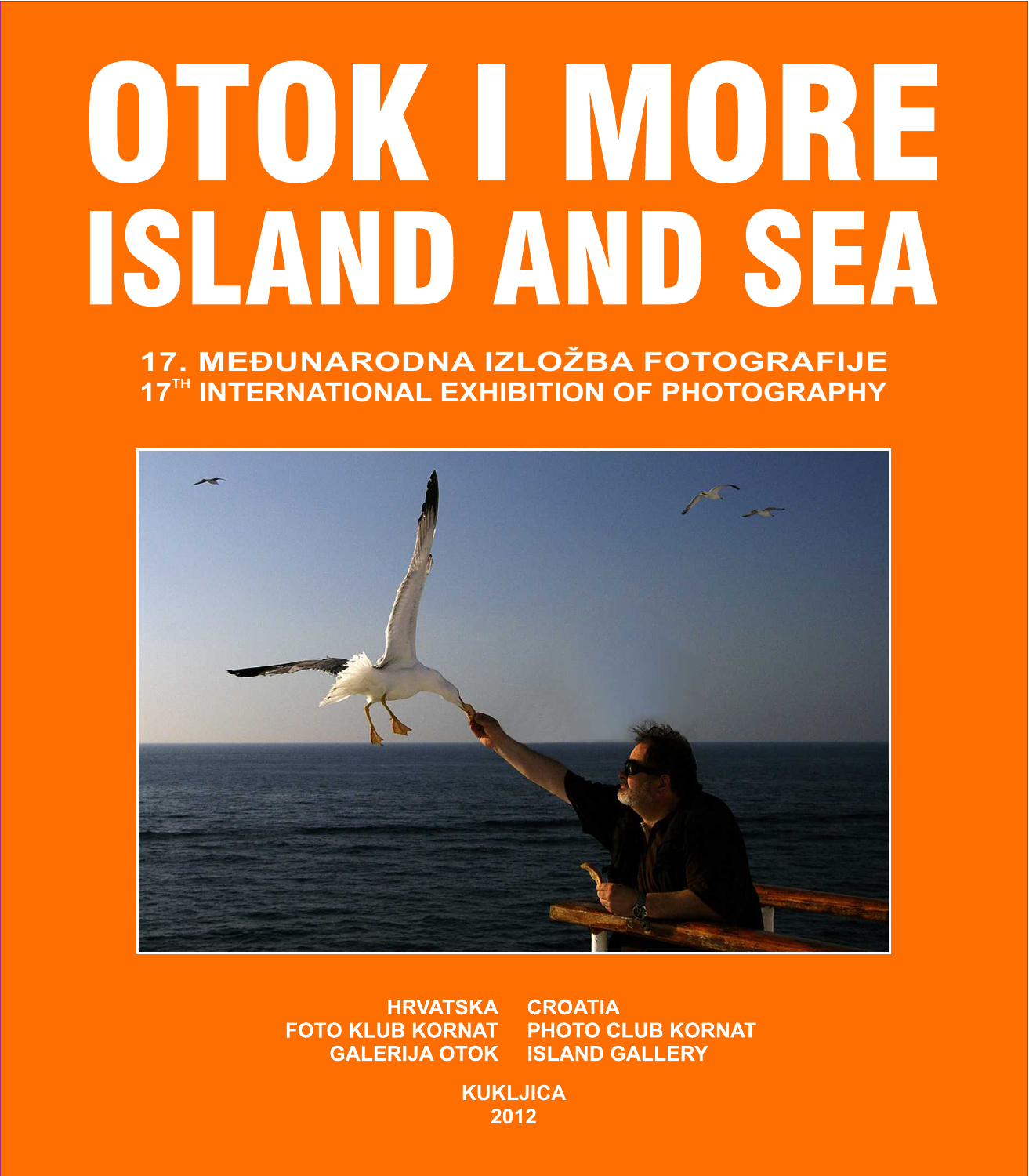# OTOK I MORE
# ISLAND AND SEA

## 17. MEĐUNARODNA IZLOŽBA FOTOGRAFIJE
## 17TH INTERNATIONAL EXHIBITION OF PHOTOGRAPHY

HRVATSKA CROATIA
FOTO KLUB KORNAT PHOTO CLUB KORNAT
GALERIJA OTOK ISLAND GALLERY

KUKLJICA
2012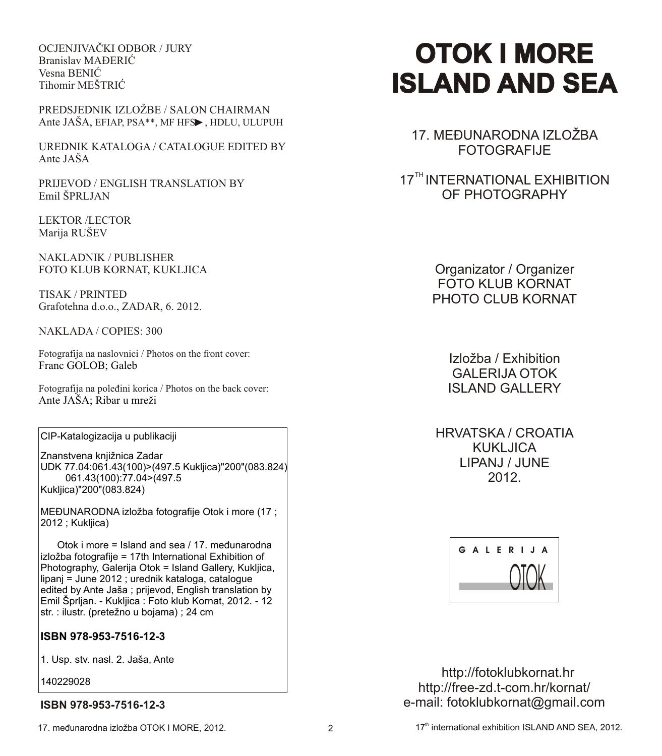OCJENJIVAČKI ODBOR / JURY
Branislav MAĐERIĆ
Vesna BENIĆ
Tihomir MEŠTRIĆ

PREDSJEDNIK IZLOŽBE / SALON CHAIRMAN
Ante JAŠA, EFIAP, PSA**, MF HFS►, HDLU, ULUPUH

UREDNIK KATALOGA / CATALOGUE EDITED BY
Ante JAŠA

PRIJEVOD / ENGLISH TRANSLATION BY
Emil ŠPRLJAN

LEKTOR /LECTOR
Marija RUŠEV

NAKLADNIK / PUBLISHER
FOTO KLUB KORNAT, KUKLJICA

TISAK / PRINTED
Grafotehna d.o.o., ZADAR, 6. 2012.

NAKLADA / COPIES: 300

Fotografija na naslovnici / Photos on the front cover:
Franc GOLOB; Galeb

Fotografija na poleđini korica / Photos on the back cover:
Ante JAŠA; Ribar u mreži

CIP-Katalogizacija u publikaciji

Znanstvena knjižnica Zadar
UDK 77.04:061.43(100)>(497.5 Kukljica)"200"(083.824)
061.43(100):77.04>(497.5 Kukljica)"200"(083.824)

MEĐUNARODNA izložba fotografije Otok i more (17 ; 2012 ; Kukljica)

Otok i more = Island and sea / 17. međunarodna izložba fotografije = 17th International Exhibition of Photography, Galerija Otok = Island Gallery, Kukljica, lipanj = June 2012 ; urednik kataloga, catalogue edited by Ante Jaša ; prijevod, English translation by Emil Šprljan. - Kukljica : Foto klub Kornat, 2012. - 12 str. : ilustr. (pretežno u bojama) ; 24 cm

**ISBN 978-953-7516-12-3**

1. Usp. stv. nasl. 2. Jaša, Ante

140229028

**ISBN 978-953-7516-12-3**

# OTOK I MORE
# ISLAND AND SEA

17. MEĐUNARODNA IZLOŽBA FOTOGRAFIJE

17[TH] INTERNATIONAL EXHIBITION OF PHOTOGRAPHY

Organizator / Organizer
FOTO KLUB KORNAT
PHOTO CLUB KORNAT

Izložba / Exhibition
GALERIJA OTOK
ISLAND GALLERY

HRVATSKA / CROATIA
KUKLJICA
LIPANJ / JUNE
2012.

GALERIJA OTOK

http://fotoklubkornat.hr
http://free-zd.t-com.hr/kornat/
e-mail: fotoklubkornat@gmail.com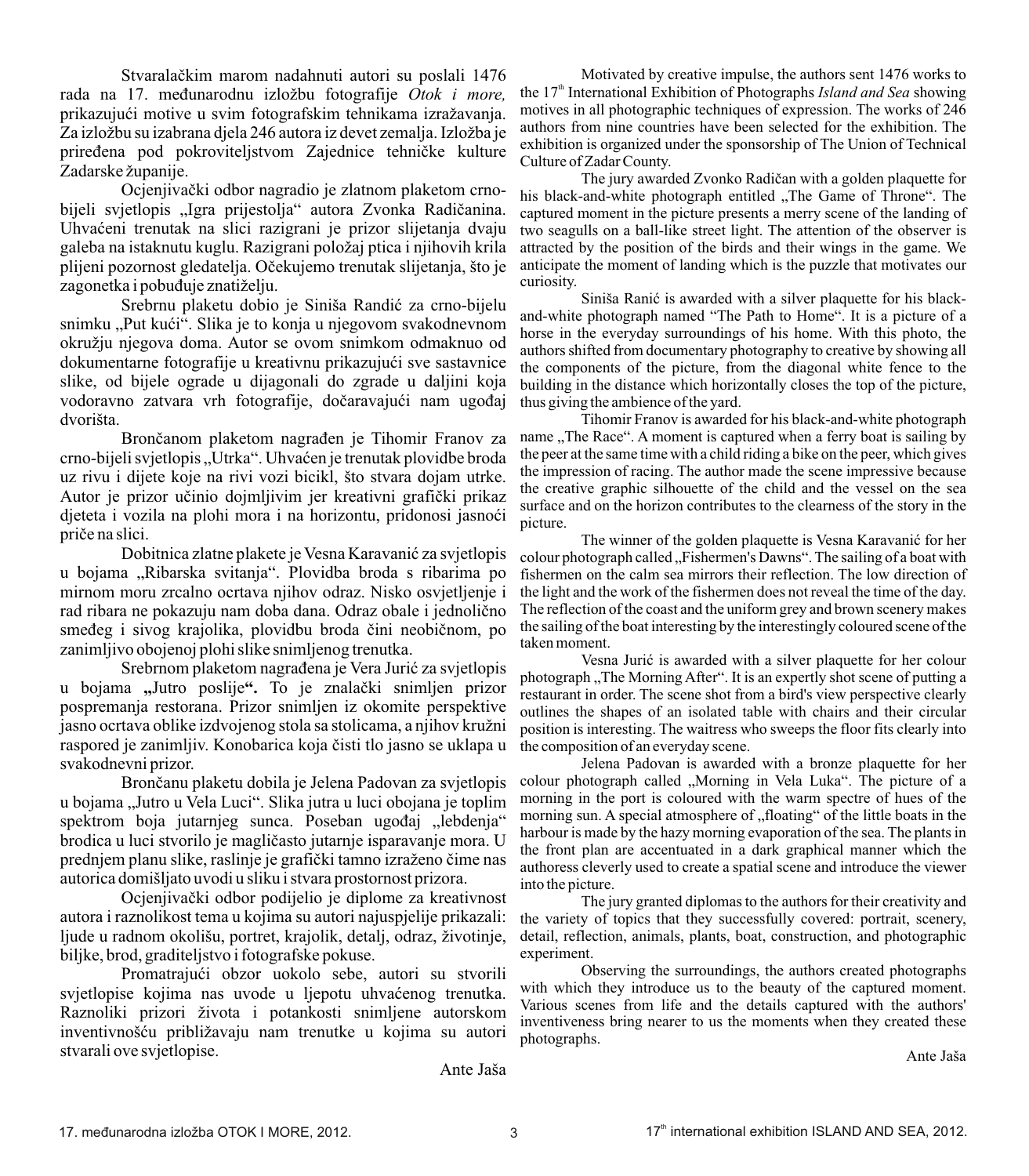Stvaralačkim marom nadahnuti autori su poslali 1476 rada na 17. međunarodnu izložbu fotografije *Otok i more,* prikazujući motive u svim fotografskim tehnikama izražavanja. Za izložbu su izabrana djela 246 autora iz devet zemalja. Izložba je priređena pod pokroviteljstvom Zajednice tehničke kulture Zadarske županije.

Ocjenjivački odbor nagradio je zlatnom plaketom crno-bijeli svjetlopis „Igra prijestolja" autora Zvonka Radičanina. Uhvaćeni trenutak na slici razigrani je prizor slijetanja dvaju galeba na istaknutu kuglu. Razigrani položaj ptica i njihovih krila plijeni pozornost gledatelja. Očekujemo trenutak slijetanja, što je zagonetka i pobuđuje znatiželju.

Srebrnu plaketu dobio je Siniša Randić za crno-bijelu snimku „Put kući". Slika je to konja u njegovom svakodnevnom okružju njegova doma. Autor se ovom snimkom odmaknuo od dokumentarne fotografije u kreativnu prikazujući sve sastavnice slike, od bijele ograde u dijagonali do zgrade u daljini koja vodoravno zatvara vrh fotografije, dočaravajući nam ugođaj dvorišta.

Brončanom plaketom nagrađen je Tihomir Franov za crno-bijeli svjetlopis „Utrka". Uhvaćen je trenutak plovidbe broda uz rivu i dijete koje na rivi vozi bicikl, što stvara dojam utrke. Autor je prizor učinio dojmljivim jer kreativni grafički prikaz djeteta i vozila na plohi mora i na horizontu, pridonosi jasnoći priče na slici.

Dobitnica zlatne plakete je Vesna Karavanić za svjetlopis u bojama „Ribarska svitanja". Plovidba broda s ribarima po mirnom moru zrcalno ocrtava njihov odraz. Nisko osvjetljenje i rad ribara ne pokazuju nam doba dana. Odraz obale i jednolično smeđeg i sivog krajolika, plovidbu broda čini neobičnom, po zanimljivo obojenoj plohi slike snimljenog trenutka.

Srebrnom plaketom nagrađena je Vera Jurić za svjetlopis u bojama **„**Jutro poslije**".** To je znalački snimljen prizor pospremanja restorana. Prizor snimljen iz okomite perspektive jasno ocrtava oblike izdvojenog stola sa stolicama, a njihov kružni raspored je zanimljiv. Konobarica koja čisti tlo jasno se uklapa u svakodnevni prizor.

Brončanu plaketu dobila je Jelena Padovan za svjetlopis u bojama „Jutro u Vela Luci". Slika jutra u luci obojana je toplim spektrom boja jutarnjeg sunca. Poseban ugođaj „lebdenja" brodica u luci stvorilo je magličasto jutarnje isparavanje mora. U prednjem planu slike, raslinje je grafički tamno izraženo čime nas autorica domišljato uvodi u sliku i stvara prostornost prizora.

Ocjenjivački odbor podijelio je diplome za kreativnost autora i raznolikost tema u kojima su autori najuspjelije prikazali: ljude u radnom okolišu, portret, krajolik, detalj, odraz, životinje, biljke, brod, graditeljstvo i fotografske pokuse.

Promatrajući obzor uokolo sebe, autori su stvorili svjetlopise kojima nas uvode u ljepotu uhvaćenog trenutka. Raznoliki prizori života i potankosti snimljene autorskom inventivnošću približavaju nam trenutke u kojima su autori stvarali ove svjetlopise.

Ante Jaša

Motivated by creative impulse, the authors sent 1476 works to the 17th International Exhibition of Photographs *Island and Sea* showing motives in all photographic techniques of expression. The works of 246 authors from nine countries have been selected for the exhibition. The exhibition is organized under the sponsorship of The Union of Technical Culture of Zadar County.

The jury awarded Zvonko Radičan with a golden plaquette for his black-and-white photograph entitled „The Game of Throne". The captured moment in the picture presents a merry scene of the landing of two seagulls on a ball-like street light. The attention of the observer is attracted by the position of the birds and their wings in the game. We anticipate the moment of landing which is the puzzle that motivates our curiosity.

Siniša Ranić is awarded with a silver plaquette for his black-and-white photograph named "The Path to Home". It is a picture of a horse in the everyday surroundings of his home. With this photo, the authors shifted from documentary photography to creative by showing all the components of the picture, from the diagonal white fence to the building in the distance which horizontally closes the top of the picture, thus giving the ambience of the yard.

Tihomir Franov is awarded for his black-and-white photograph name „The Race". A moment is captured when a ferry boat is sailing by the peer at the same time with a child riding a bike on the peer, which gives the impression of racing. The author made the scene impressive because the creative graphic silhouette of the child and the vessel on the sea surface and on the horizon contributes to the clearness of the story in the picture.

The winner of the golden plaquette is Vesna Karavanić for her colour photograph called „Fishermen's Dawns". The sailing of a boat with fishermen on the calm sea mirrors their reflection. The low direction of the light and the work of the fishermen does not reveal the time of the day. The reflection of the coast and the uniform grey and brown scenery makes the sailing of the boat interesting by the interestingly coloured scene of the taken moment.

Vesna Jurić is awarded with a silver plaquette for her colour photograph „The Morning After". It is an expertly shot scene of putting a restaurant in order. The scene shot from a bird's view perspective clearly outlines the shapes of an isolated table with chairs and their circular position is interesting. The waitress who sweeps the floor fits clearly into the composition of an everyday scene.

Jelena Padovan is awarded with a bronze plaquette for her colour photograph called „Morning in Vela Luka". The picture of a morning in the port is coloured with the warm spectre of hues of the morning sun. A special atmosphere of „floating" of the little boats in the harbour is made by the hazy morning evaporation of the sea. The plants in the front plan are accentuated in a dark graphical manner which the authoress cleverly used to create a spatial scene and introduce the viewer into the picture.

The jury granted diplomas to the authors for their creativity and the variety of topics that they successfully covered: portrait, scenery, detail, reflection, animals, plants, boat, construction, and photographic experiment.

Observing the surroundings, the authors created photographs with which they introduce us to the beauty of the captured moment. Various scenes from life and the details captured with the authors' inventiveness bring nearer to us the moments when they created these photographs.

Ante Jaša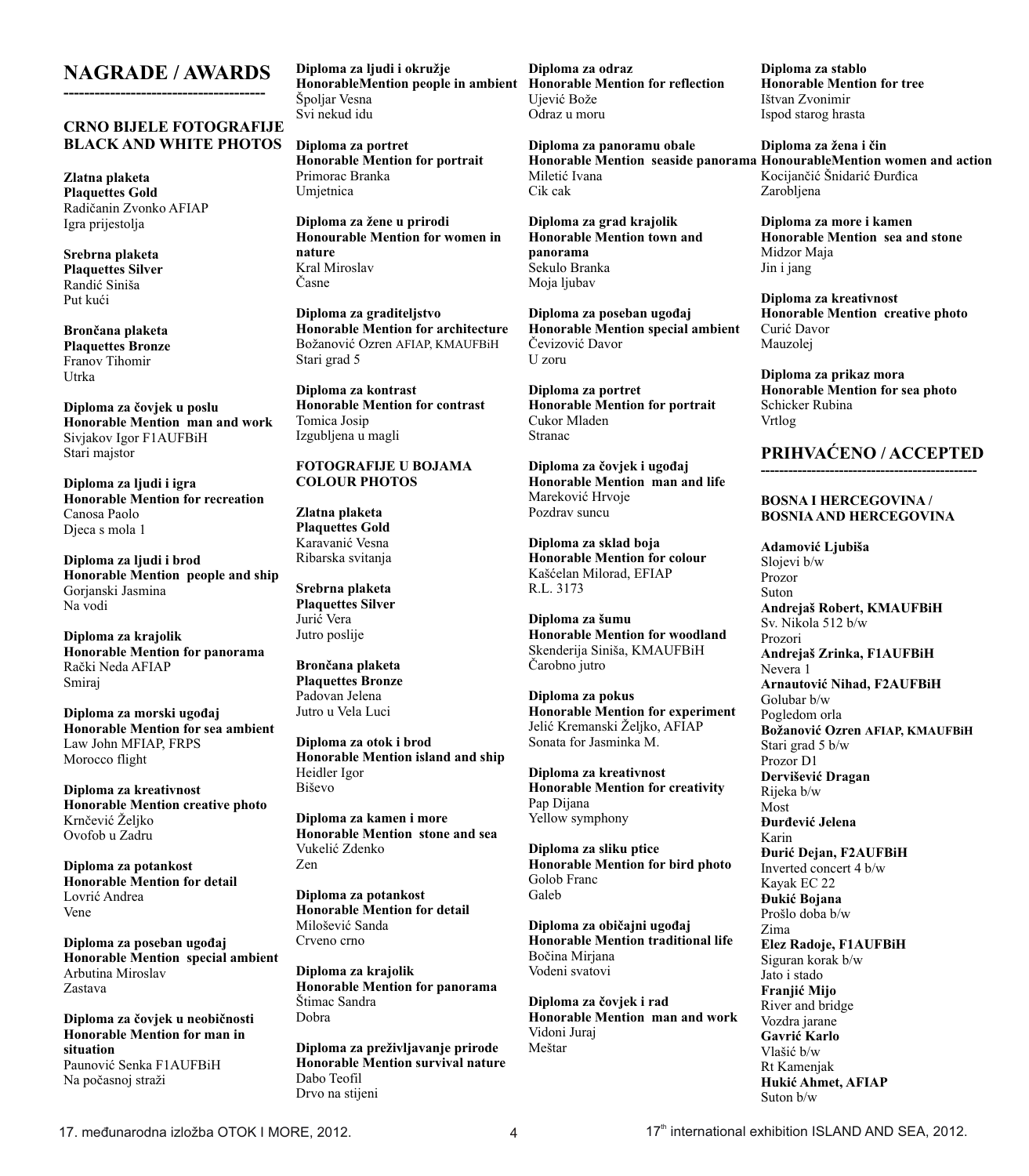# NAGRADE / AWARDS

---

### CRNO BIJELE FOTOGRAFIJE
### BLACK AND WHITE PHOTOS

**Zlatna plaketa**
**Plaquettes Gold**
Radičanin Zvonko AFIAP
Igra prijestolja

**Srebrna plaketa**
**Plaquettes Silver**
Randić Siniša
Put kući

**Brončana plaketa**
**Plaquettes Bronze**
Franov Tihomir
Utrka

**Diploma za čovjek u poslu**
**Honorable Mention man and work**
Sivjakov Igor F1AUFBiH
Stari majstor

**Diploma za ljudi i igra**
**Honorable Mention for recreation**
Canosa Paolo
Djeca s mola 1

**Diploma za ljudi i brod**
**Honorable Mention people and ship**
Gorjanski Jasmina
Na vodi

**Diploma za krajolik**
**Honorable Mention for panorama**
Rački Neda AFIAP
Smiraj

**Diploma za morski ugođaj**
**Honorable Mention for sea ambient**
Law John MFIAP, FRPS
Morocco flight

**Diploma za kreativnost**
**Honorable Mention creative photo**
Krnčević Željko
Ovofob u Zadru

**Diploma za potankost**
**Honorable Mention for detail**
Lovrić Andrea
Vene

**Diploma za poseban ugođaj**
**Honorable Mention special ambient**
Arbutina Miroslav
Zastava

**Diploma za čovjek u neobičnosti**
**Honorable Mention for man in situation**
Paunović Senka F1AUFBiH
Na počasnoj straži

**Diploma za ljudi i okružje**
**HonorableMention people in ambient**
Špoljar Vesna
Svi nekud idu

**Diploma za portret**
**Honorable Mention for portrait**
Primorac Branka
Umjetnica

**Diploma za žene u prirodi**
**Honourable Mention for women in nature**
Kral Miroslav
Časne

**Diploma za graditeljstvo**
**Honorable Mention for architecture**
Božanović Ozren AFIAP, KMAUFBiH
Stari grad 5

**Diploma za kontrast**
**Honorable Mention for contrast**
Tomica Josip
Izgubljena u magli

### FOTOGRAFIJE U BOJAMA
### COLOUR PHOTOS

**Zlatna plaketa**
**Plaquettes Gold**
Karavanić Vesna
Ribarska svitanja

**Srebrna plaketa**
**Plaquettes Silver**
Jurić Vera
Jutro poslije

**Brončana plaketa**
**Plaquettes Bronze**
Padovan Jelena
Jutro u Vela Luci

**Diploma za otok i brod**
**Honorable Mention island and ship**
Heidler Igor
Biševo

**Diploma za kamen i more**
**Honorable Mention stone and sea**
Vukelić Zdenko
Zen

**Diploma za potankost**
**Honorable Mention for detail**
Milošević Sanda
Crveno crno

**Diploma za krajolik**
**Honorable Mention for panorama**
Štimac Sandra
Dobra

**Diploma za preživljavanje prirode**
**Honorable Mention survival nature**
Dabo Teofil
Drvo na stijeni

**Diploma za odraz**
**Honorable Mention for reflection**
Ujević Bože
Odraz u moru

**Diploma za panoramu obale**
**Honorable Mention seaside panorama**
Miletić Ivana
Cik cak

**Diploma za grad krajolik**
**Honorable Mention town and panorama**
Sekulo Branka
Moja ljubav

**Diploma za poseban ugođaj**
**Honorable Mention special ambient**
Čevizović Davor
U zoru

**Diploma za portret**
**Honorable Mention for portrait**
Cukor Mladen
Stranac

**Diploma za čovjek i ugođaj**
**Honorable Mention man and life**
Mareković Hrvoje
Pozdrav suncu

**Diploma za sklad boja**
**Honorable Mention for colour**
Kašćelan Milorad, EFIAP
R.L. 3173

**Diploma za šumu**
**Honorable Mention for woodland**
Skenderija Siniša, KMAUFBiH
Čarobno jutro

**Diploma za pokus**
**Honorable Mention for experiment**
Jelić Kremanski Željko, AFIAP
Sonata for Jasminka M.

**Diploma za kreativnost**
**Honorable Mention for creativity**
Pap Dijana
Yellow symphony

**Diploma za sliku ptice**
**Honorable Mention for bird photo**
Golob Franc
Galeb

**Diploma za običajni ugođaj**
**Honorable Mention traditional life**
Bočina Mirjana
Vodeni svatovi

**Diploma za čovjek i rad**
**Honorable Mention man and work**
Vidoni Juraj
Meštar

**Diploma za stablo**
**Honorable Mention for tree**
Ištvan Zvonimir
Ispod starog hrasta

**Diploma za žena i čin**
**HonourableMention women and action**
Kocijančić Šnidarić Đurđica
Zarobljena

**Diploma za more i kamen**
**Honorable Mention sea and stone**
Midzor Maja
Jin i jang

**Diploma za kreativnost**
**Honorable Mention creative photo**
Curić Davor
Mauzolej

**Diploma za prikaz mora**
**Honorable Mention for sea photo**
Schicker Rubina
Vrtlog

# PRIHVAĆENO / ACCEPTED

---

### BOSNA I HERCEGOVINA / BOSNIA AND HERCEGOVINA

**Adamović Ljubiša**
Slojevi b/w
Prozor
Suton

**Andrejaš Robert, KMAUFBiH**
Sv. Nikola 512 b/w
Prozori

**Andrejaš Zrinka, F1AUFBiH**
Nevera 1

**Arnautović Nihad, F2AUFBiH**
Golubar b/w
Pogledom orla

**Božanović Ozren AFIAP, KMAUFBiH**
Stari grad 5 b/w
Prozor D1

**Dervišević Dragan**
Rijeka b/w
Most

**Đurđević Jelena**
Karin

**Đurić Dejan, F2AUFBiH**
Inverted concert 4 b/w
Kayak EC 22

**Đukić Bojana**
Prošlo doba b/w
Zima

**Elez Radoje, F1AUFBiH**
Siguran korak b/w
Jato i stado

**Franjić Mijo**
River and bridge
Vozdra jarane

**Gavrić Karlo**
Vlašić b/w
Rt Kamenjak

**Hukić Ahmet, AFIAP**
Suton b/w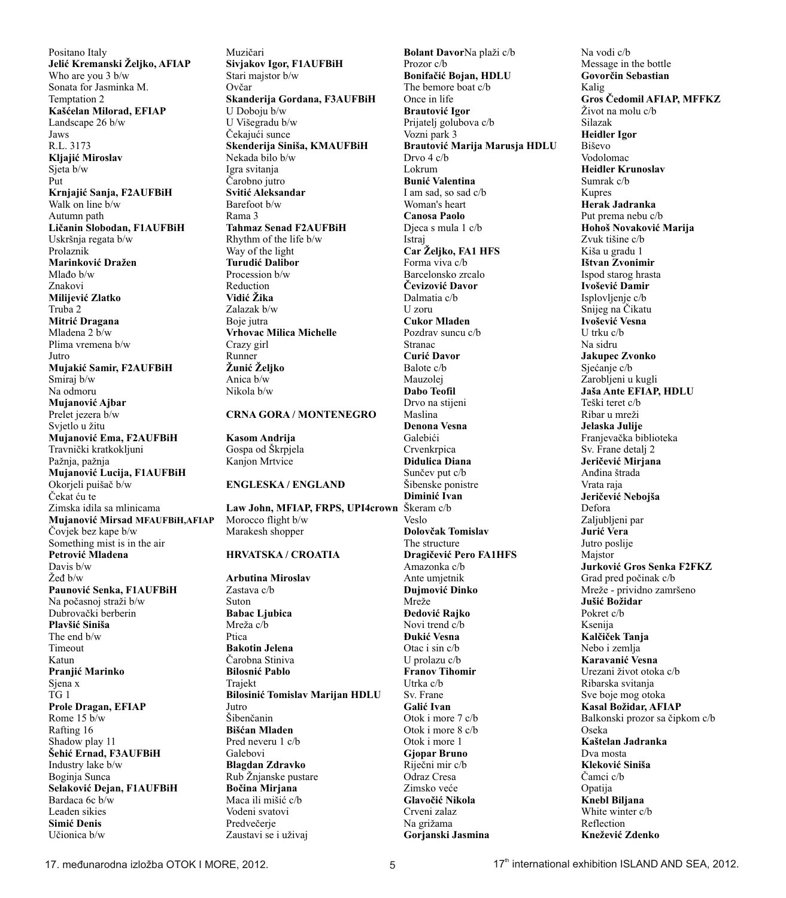Positano Italy
**Jelić Kremanski Željko, AFIAP**
Who are you 3 b/w
Sonata for Jasminka M.
Temptation 2
**Kašćelan Milorad, EFIAP**
Landscape 26 b/w
Jaws
R.L. 3173
**Kljajić Miroslav**
Sjeta b/w
Put
**Krnjajić Sanja, F2AUFBiH**
Walk on line b/w
Autumn path
**Ličanin Slobodan, F1AUFBiH**
Uskršnja regata b/w
Prolaznik
**Marinković Dražen**
Mlađo b/w
Znakovi
**Milijević Zlatko**
Truba 2
**Mitrić Dragana**
Mladena 2 b/w
Plima vremena b/w
Jutro
**Mujakić Samir, F2AUFBiH**
Smiraj b/w
Na odmoru
**Mujanović Ajbar**
Prelet jezera b/w
Svjetlo u žitu
**Mujanović Ema, F2AUFBiH**
Travnički kratkokljuni
Pažnja, pažnja
**Mujanović Lucija, F1AUFBiH**
Okorjeli puišač b/w
Čekat ću te
Zimska idila sa mlinicama
**Mujanović Mirsad MFAUFBiH,AFIAP**
Čovjek bez kape b/w
Something mist is in the air
**Petrović Mladena**
Davis b/w
Žeđ b/w
**Paunović Senka, F1AUFBiH**
Na počasnoj straži b/w
Dubrovački berberin
**Plavšić Siniša**
The end b/w
Timeout
Katun
**Pranjić Marinko**
Sjena x
TG 1
**Prole Dragan, EFIAP**
Rome 15 b/w
Rafting 16
Shadow play 11
**Šehić Ernad, F3AUFBiH**
Industry lake b/w
Boginja Sunca
**Selaković Dejan, F1AUFBiH**
Bardaca 6c b/w
Leaden sikies
**Simić Denis**
Učionica b/w
Muzičari
**Sivjakov Igor, F1AUFBiH**
Stari majstor b/w
Ovčar
**Skanderija Gordana, F3AUFBiH**
U Doboju b/w
U Višegradu b/w
Čekajući sunce
**Skenderija Siniša, KMAUFBiH**
Nekada bilo b/w
Igra svitanja
Čarobno jutro
**Svitić Aleksandar**
Barefoot b/w
Rama 3
**Tahmaz Senad F2AUFBiH**
Rhythm of the life b/w
Way of the light
**Turudić Dalibor**
Procession b/w
Reduction
**Vidić Žika**
Zalazak b/w
Boje jutra
**Vrhovac Milica Michelle**
Crazy girl
Runner
**Žunić Željko**
Anica b/w
Nikola b/w

**CRNA GORA / MONTENEGRO**

**Kasom Andrija**
Gospa od Škrpjela
Kanjon Mrtvice

**ENGLESKA / ENGLAND**

**Law John, MFIAP, FRPS, UPI4crown**
Morocco flight b/w
Marakesh shopper

**HRVATSKA / CROATIA**

**Arbutina Miroslav**
Zastava c/b
Suton
**Babac Ljubica**
Mreža c/b
Ptica
**Bakotin Jelena**
Čarobna Stiniva
**Bilosnić Pablo**
Trajekt
**Bilosinić Tomislav Marijan HDLU**
Jutro
Šibenčanin
**Bišćan Mladen**
Pred neveru 1 c/b
Galebovi
**Blagdan Zdravko**
Rub Žnjanske pustare
**Bočina Mirjana**
Maca ili mišić c/b
Vodeni svatovi
Predvečerje
Zaustavi se i uživaj
**Bolant Davor**Na plaži c/b
Prozor c/b
**Bonifačić Bojan, HDLU**
The bemore boat c/b
Once in life
**Brautović Igor**
Prijatelj golubova c/b
Vozni park 3
**Brautović Marija Marusja HDLU**
Drvo 4 c/b
Lokrum
**Bunić Valentina**
I am sad, so sad c/b
Woman's heart
**Canosa Paolo**
Djeca s mula 1 c/b
Istraj
**Car Željko, FA1 HFS**
Forma viva c/b
Barcelonsko zrcalo
**Čevizović Davor**
Dalmatia c/b
U zoru
**Cukor Mladen**
Pozdrav suncu c/b
Stranac
**Curić Davor**
Balote c/b
Mauzolej
**Dabo Teofil**
Drvo na stijeni
Maslina
**Denona Vesna**
Galebići
Crvenkrpica
**Didulica Diana**
Sunčev put c/b
Šibenske ponistre
**Diminić Ivan**
Škeram c/b
Veslo
**Dolovčak Tomislav**
The structure
**Dragičević Pero FA1HFS**
Amazonka c/b
Ante umjetnik
**Dujmović Dinko**
Mreže
**Đedović Rajko**
Novi trend c/b
**Đukić Vesna**
Otac i sin c/b
U prolazu c/b
**Franov Tihomir**
Utrka c/b
Sv. Frane
**Galić Ivan**
Otok i more 7 c/b
Otok i more 8 c/b
Otok i more 1
**Gjopar Bruno**
Riječni mir c/b
Odraz Cresa
Zimsko veće
**Glavočić Nikola**
Crveni zalaz
Na grižama
**Gorjanski Jasmina**
Na vodi c/b
Message in the bottle
**Govorčin Sebastian**
Kalig
**Gros Čedomil AFIAP, MFFKZ**
Život na molu c/b
Silazak
**Heidler Igor**
Biševo
Vodolomac
**Heidler Krunoslav**
Sumrak c/b
Kupres
**Herak Jadranka**
Put prema nebu c/b
**Hohoš Novaković Marija**
Zvuk tišine c/b
Kiša u gradu 1
**Ištvan Zvonimir**
Ispod starog hrasta
**Ivošević Damir**
Isplovljenje c/b
Snijeg na Čikatu
**Ivošević Vesna**
U trku c/b
Na sidru
**Jakupec Zvonko**
Sjećanje c/b
Zarobljeni u kugli
**Jaša Ante EFIAP, HDLU**
Teški teret c/b
Ribar u mreži
**Jelaska Julije**
Franjevačka biblioteka
Sv. Frane detalj 2
**Jeričević Mirjana**
Anđina štrada
Vrata raja
**Jeričević Nebojša**
Defora
Zaljubljeni par
**Jurić Vera**
Jutro poslije
Majstor
**Jurković Gros Senka F2FKZ**
Grad pred počinak c/b
Mreže - prividno zamršeno
**Jušić Božidar**
Pokret c/b
Ksenija
**Kalčiček Tanja**
Nebo i zemlja
**Karavanić Vesna**
Urezani život otoka c/b
Ribarska svitanja
Sve boje mog otoka
**Kasal Božidar, AFIAP**
Balkonski prozor sa čipkom c/b
Oseka
**Kaštelan Jadranka**
Dva mosta
**Kleković Siniša**
Čamci c/b
Opatija
**Knebl Biljana**
White winter c/b
Reflection
**Knežević Zdenko**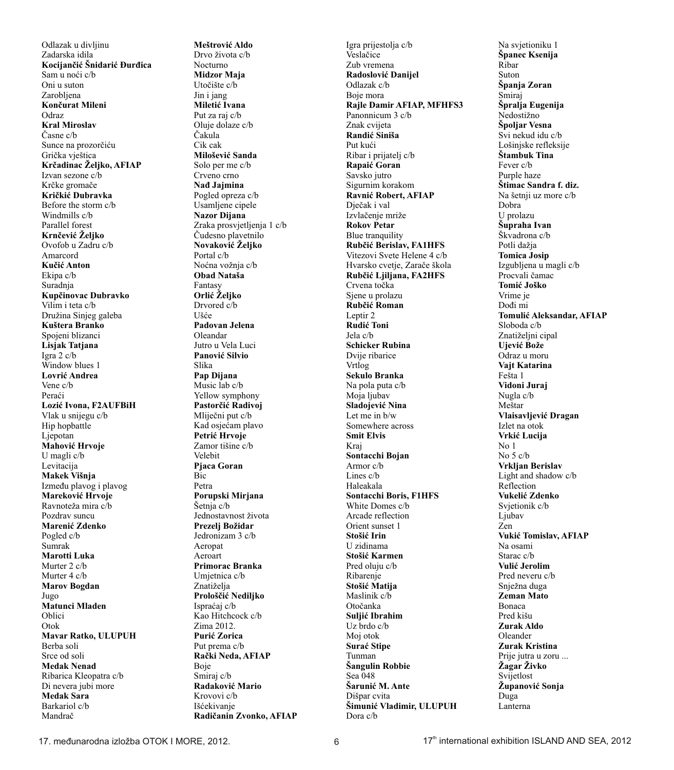Odlazak u divljinu
Zadarska idila
**Kocijančić Šnidarić Đurđica**
Sam u noći c/b
Oni u suton
Zarobljena
**Končurat Mileni**
Odraz
**Kral Miroslav**
Časne c/b
Sunce na prozorčiću
Grička vještica
**Krčadinac Željko, AFIAP**
Izvan sezone c/b
Krčke gromače
**Kričkić Dubravka**
Before the storm c/b
Windmills c/b
Parallel forest
**Krnčević Željko**
Ovofob u Zadru c/b
Amarcord
**Kučić Anton**
Ekipa c/b
Suradnja
**Kupčinovac Dubravko**
Vilim i teta c/b
Družina Sinjeg galeba
**Kuštera Branko**
Spojeni blizanci
**Lisjak Tatjana**
Igra 2 c/b
Window blues 1
**Lovrić Andrea**
Vene c/b
Peraći
**Lozić Ivona, F2AUFBiH**
Vlak u snijegu c/b
Hip hopbattle
Ljepotan
**Mahović Hrvoje**
U magli c/b
Levitacija
**Makek Višnja**
Između plavog i plavog
**Mareković Hrvoje**
Ravnoteža mira c/b
Pozdrav suncu
**Marenić Zdenko**
Pogled c/b
Sumrak
**Marotti Luka**
Murter 2 c/b
Murter 4 c/b
**Marov Bogdan**
Jugo
**Matunci Mladen**
Oblici
Otok
**Mavar Ratko, ULUPUH**
Berba soli
Srce od soli
**Medak Nenad**
Ribarica Kleopatra c/b
Di nevera jubi more
**Medak Sara**
Barkariol c/b
Mandrač
**Meštrović Aldo**
Drvo života c/b
Nocturno
**Midzor Maja**
Utočište c/b
Jin i jang
**Miletić Ivana**
Put za raj c/b
Oluje dolaze c/b
Čakula
Cik cak
**Milošević Sanda**
Solo per me c/b
Crveno crno
**Nađ Jajmina**
Pogled opreza c/b
Usamljene cipele
**Nazor Dijana**
Zraka prosvjetljenja 1 c/b
Čudesno plavetnilo
**Novaković Željko**
Portal c/b
Noćna vožnja c/b
**Obad Nataša**
Fantasy
**Orlić Željko**
Drvored c/b
Ušće
**Padovan Jelena**
Oleandar
Jutro u Vela Luci
**Panović Silvio**
Slika
**Pap Dijana**
Music lab c/b
Yellow symphony
**Pastorčić Radivoj**
Mliječni put c/b
Kad osjećam plavo
**Petrić Hrvoje**
Zamor tišine c/b
Velebit
**Pjaca Goran**
Bic
Petra
**Porupski Mirjana**
Šetnja c/b
Jednostavnost života
**Prezelj Božidar**
Jedronizam 3 c/b
Aeropat
Aeroart
**Primorac Branka**
Umjetnica c/b
Znatiželja
**Prološčić Nediljko**
Ispraćaj c/b
Kao Hitchcock c/b
Zima 2012.
**Purić Zorica**
Put prema c/b
**Rački Neda, AFIAP**
Boje
Smiraj c/b
**Radaković Mario**
Krovovi c/b
Iščekivanje
**Radičanin Zvonko, AFIAP**
Igra prijestolja c/b
Veslačice
Zub vremena
**Radoslović Danijel**
Odlazak c/b
Boje mora
**Rajle Damir AFIAP, MFHFS3**
Panonnicum 3 c/b
Znak cvijeta
**Randić Siniša**
Put kući
Ribar i prijatelj c/b
**Rapaić Goran**
Savsko jutro
Sigurnim korakom
**Ravnić Robert, AFIAP**
Dječak i val
Izvlačenje mriže
**Rokov Petar**
Blue tranquility
**Rubčić Berislav, FA1HFS**
Vitezovi Svete Helene 4 c/b
Hvarsko cvetje, Zarače škola
**Rubčić Ljiljana, FA2HFS**
Crvena točka
Sjene u prolazu
**Rubčić Roman**
Leptir 2
**Rudić Toni**
Jela c/b
**Schicker Rubina**
Dvije ribarice
Vrtlog
**Sekulo Branka**
Na pola puta c/b
Moja ljubav
**Sladojević Nina**
Let me in b/w
Somewhere across
**Smit Elvis**
Kraj
**Sontacchi Bojan**
Armor c/b
Lines c/b
Haleakala
**Sontacchi Boris, F1HFS**
White Domes c/b
Arcade reflection
Orient sunset 1
**Stošić Irin**
U zidinama
**Stošić Karmen**
Pred oluju c/b
Ribarenje
**Stošić Matija**
Maslinik c/b
Otočanka
**Suljić Ibrahim**
Uz brdo c/b
Moj otok
**Surać Stipe**
Tunman
**Šangulin Robbie**
Sea 048
**Šarunić M. Ante**
Dišpar cvita
**Šimunić Vladimir, ULUPUH**
Dora c/b
Na svjetioniku 1
**Španec Ksenija**
Ribar
Suton
**Španja Zoran**
Smiraj
**Špralja Eugenija**
Nedostižno
**Špoljar Vesna**
Svi nekud idu c/b
Lošinjske refleksije
**Štambuk Tina**
Fever c/b
Purple haze
**Štimac Sandra f. diz.**
Na šetnji uz more c/b
Dobra
U prolazu
**Šupraha Ivan**
Škvadrona c/b
Potli dažja
**Tomica Josip**
Izgubljena u magli c/b
Procvali čamac
**Tomić Joško**
Vrime je
Dođi mi
**Tomulić Aleksandar, AFIAP**
Sloboda c/b
Znatiželjni cipal
**Ujević Bože**
Odraz u moru
**Vajt Katarina**
Fešta 1
**Vidoni Juraj**
Nugla c/b
Meštar
**Vlaisavljević Dragan**
Izlet na otok
**Vrkić Lucija**
No 1
No 5 c/b
**Vrkljan Berislav**
Light and shadow c/b
Reflection
**Vukelić Zdenko**
Svjetionik c/b
Ljubav
Zen
**Vukić Tomislav, AFIAP**
Na osami
Starac c/b
**Vulić Jerolim**
Pred neveru c/b
Snježna duga
**Zeman Mato**
Bonaca
Pred kišu
**Zurak Aldo**
Oleander
**Zurak Kristina**
Prije jutra u zoru ...
**Žagar Živko**
Svijetlost
**Županović Sonja**
Duga
Lanterna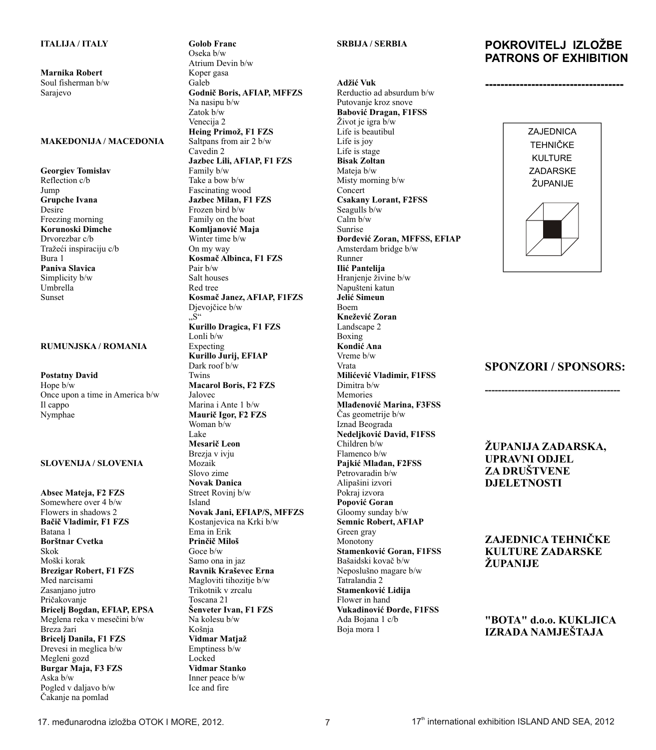**ITALIJA / ITALY**

**Marnika Robert**
Soul fisherman b/w
Sarajevo

**MAKEDONIJA / MACEDONIA**

**Georgiev Tomislav**
Reflection c/b
Jump
**Grupche Ivana**
Desire
Freezing morning
**Korunoski Dimche**
Drvorezbar c/b
Tražeći inspiraciju c/b
Bura 1
**Paniva Slavica**
Simplicity b/w
Umbrella
Sunset

**RUMUNJSKA / ROMANIA**

**Postatny David**
Hope b/w
Once upon a time in America b/w
Il cappo
Nymphae

**SLOVENIJA / SLOVENIA**

**Absec Mateja, F2 FZS**
Somewhere over 4 b/w
Flowers in shadows 2
**Bačič Vladimir, F1 FZS**
Batana 1
**Borštnar Cvetka**
Skok
Moški korak
**Brezigar Robert, F1 FZS**
Med narcisami
Zasanjano jutro
Pričakovanje
**Bricelj Bogdan, EFIAP, EPSA**
Meglena reka v mesečini b/w
Breza žari
**Bricelj Danila, F1 FZS**
Drevesi in meglica b/w
Megleni gozd
**Burgar Maja, F3 FZS**
Aska b/w
Pogled v daljavo b/w
Čakanje na pomlad
**Golob Franc**
Oseka b/w
Atrium Devin b/w
Koper gasa
Galeb
**Godnič Boris, AFIAP, MFFZS**
Na nasipu b/w
Zatok b/w
Venecija 2
**Heing Primož, F1 FZS**
Saltpans from air 2 b/w
Cavedin 2
**Jazbec Lili, AFIAP, F1 FZS**
Family b/w
Take a bow b/w
Fascinating wood
**Jazbec Milan, F1 FZS**
Frozen bird b/w
Family on the boat
**Komljanović Maja**
Winter time b/w
On my way
**Kosmač Albinca, F1 FZS**
Pair b/w
Salt houses
Red tree
**Kosmač Janez, AFIAP, F1FZS**
Djevojčice b/w
„S“
**Kurillo Dragica, F1 FZS**
Lonli b/w
Expecting
**Kurillo Jurij, EFIAP**
Dark roof b/w
Twins
**Macarol Boris, F2 FZS**
Jalovec
Marina i Ante 1 b/w
**Maurič Igor, F2 FZS**
Woman b/w
Lake
**Mesarič Leon**
Brezja v ivju
Mozaik
Slovo zime
**Novak Danica**
Street Rovinj b/w
Island
**Novak Jani, EFIAP/S, MFFZS**
Kostanjevica na Krki b/w
Ema in Erik
**Prinčič Miloš**
Goce b/w
Samo ona in jaz
**Ravnik Kraševec Erna**
Magloviti tihozitje b/w
Trikotnik v zrcalu
Toscana 21
**Šenveter Ivan, F1 FZS**
Na kolesu b/w
Košnja
**Vidmar Matjaž**
Emptiness b/w
Locked
**Vidmar Stanko**
Inner peace b/w
Ice and fire

**SRBIJA / SERBIA**

**Adžić Vuk**
Rerductio ad absurdum b/w
Putovanje kroz snove
**Babović Dragan, F1FSS**
Život je igra b/w
Life is beautibul
Life is joy
Life is stage
**Bisak Zoltan**
Mateja b/w
Misty morning b/w
Concert
**Csakany Lorant, F2FSS**
Seagulls b/w
Calm b/w
Sunrise
**Đorđević Zoran, MFFSS, EFIAP**
Amsterdam bridge b/w
Runner
**Ilić Pantelija**
Hranjenje živine b/w
Napušteni katun
**Jelić Simeun**
Boem
**Knežević Zoran**
Landscape 2
Boxing
**Kondić Ana**
Vreme b/w
Vrata
**Milićević Vladimir, F1FSS**
Dimitra b/w
Memories
**Mlađenović Marina, F3FSS**
Čas geometrije b/w
Iznad Beograda
**Nedeljković David, F1FSS**
Children b/w
Flamenco b/w
**Pajkić Mlađan, F2FSS**
Petrovaradin b/w
Alipašini izvori
Pokraj izvora
**Popović Goran**
Gloomy sunday b/w
**Semnic Robert, AFIAP**
Green gray
Monotony
**Stamenković Goran, F1FSS**
Bašaidski kovač b/w
Neposlušno magare b/w
Tatralandia 2
**Stamenković Lidija**
Flower in hand
**Vukadinović Đorđe, F1FSS**
Ada Bojana 1 c/b
Boja mora 1

## POKROVITELJ IZLOŽBE PATRONS OF EXHIBITION

ZAJEDNICA TEHNIČKE KULTURE ZADARSKE ŽUPANIJE

## SPONZORI / SPONSORS:

**ŽUPANIJA ZADARSKA, UPRAVNI ODJEL ZA DRUŠTVENE DJELETNOSTI**

**ZAJEDNICA TEHNIČKE KULTURE ZADARSKE ŽUPANIJE**

**"BOTA" d.o.o. KUKLJICA IZRADA NAMJEŠTAJA**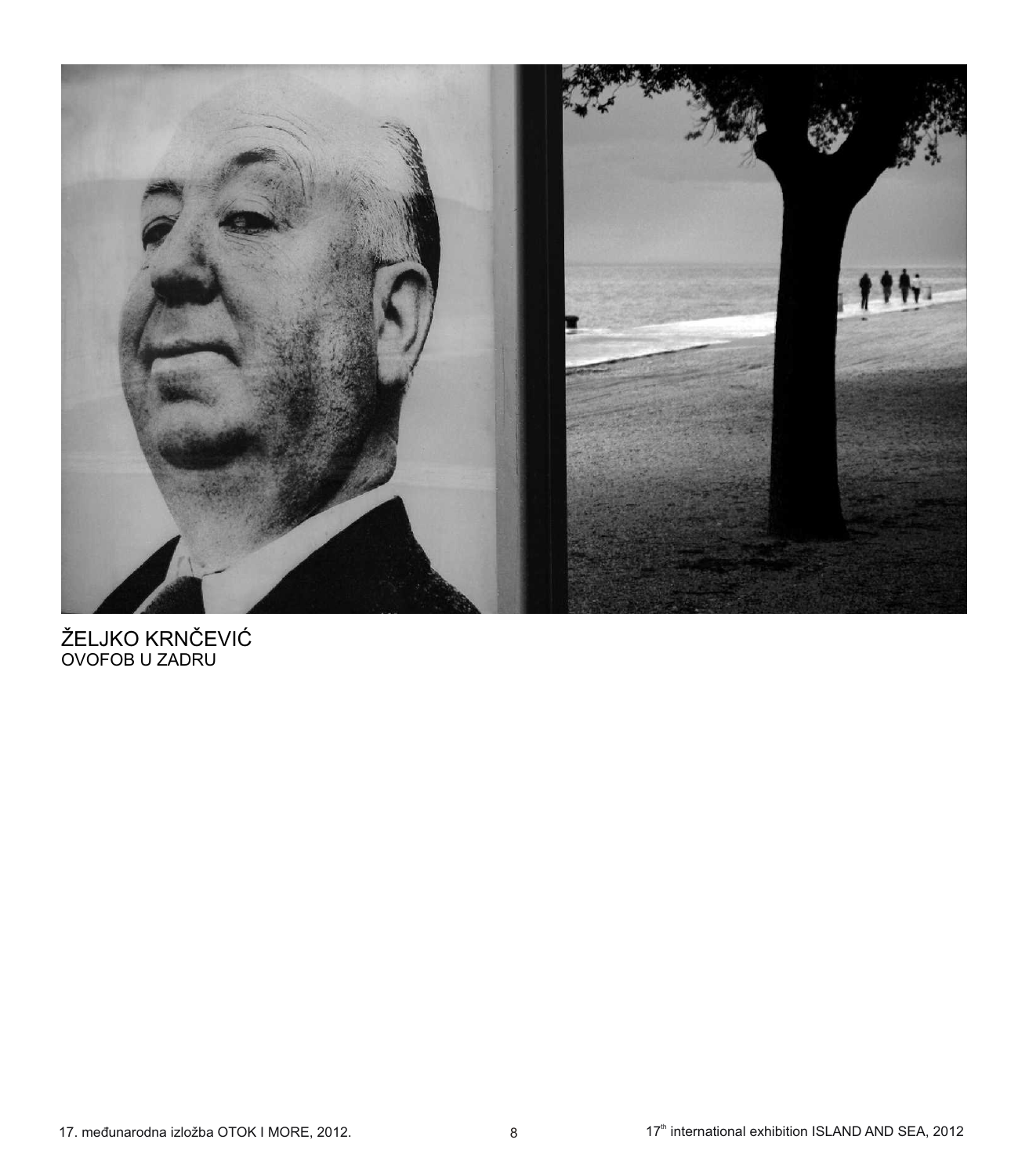ŽELJKO KRNČEVIĆ
OVOFOB U ZADRU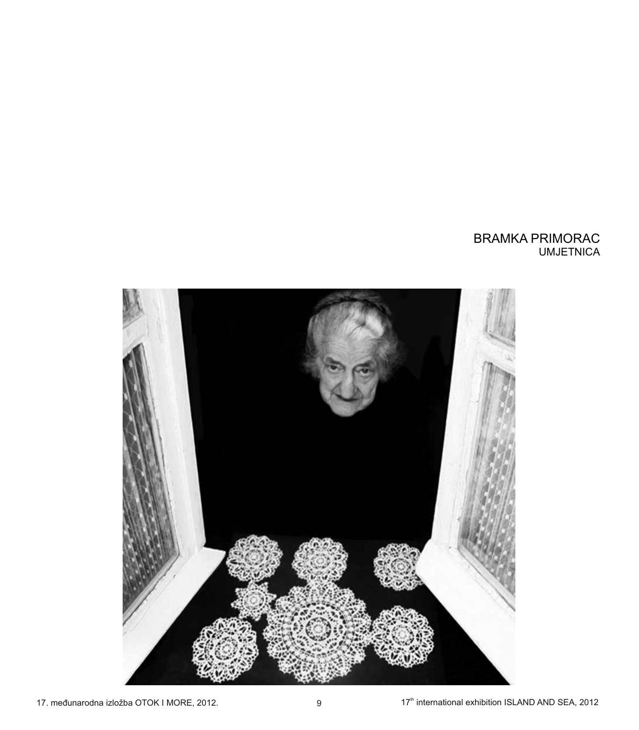BRAMKA PRIMORAC
UMJETNICA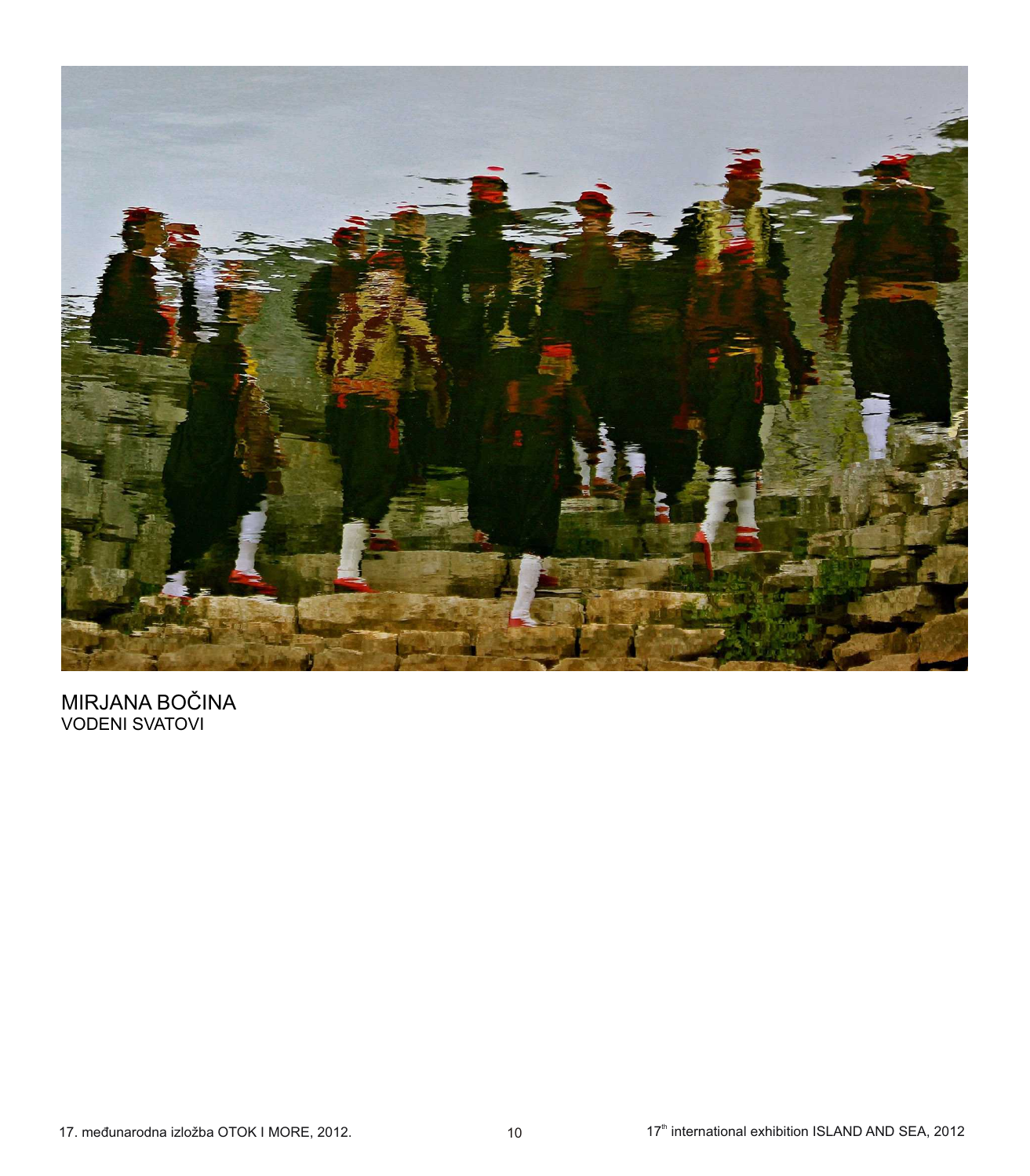MIRJANA BOČINA
VODENI SVATOVI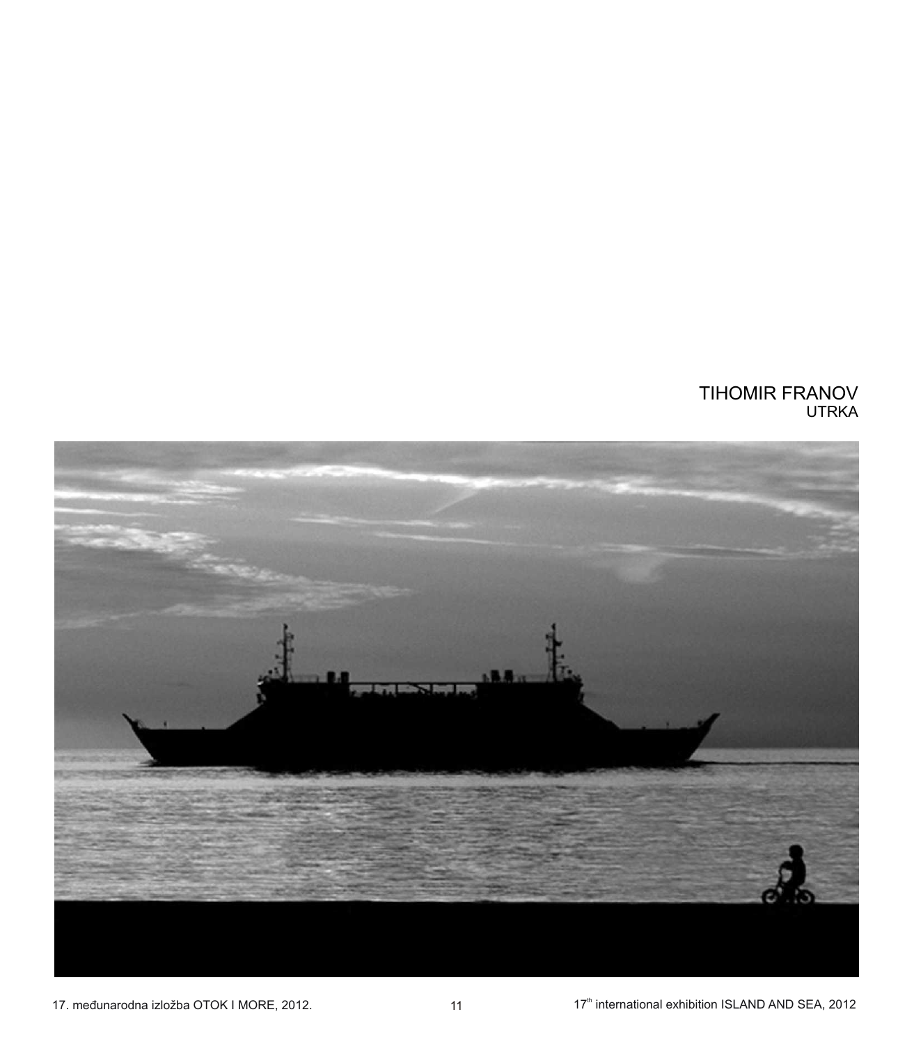TIHOMIR FRANOV
UTRKA